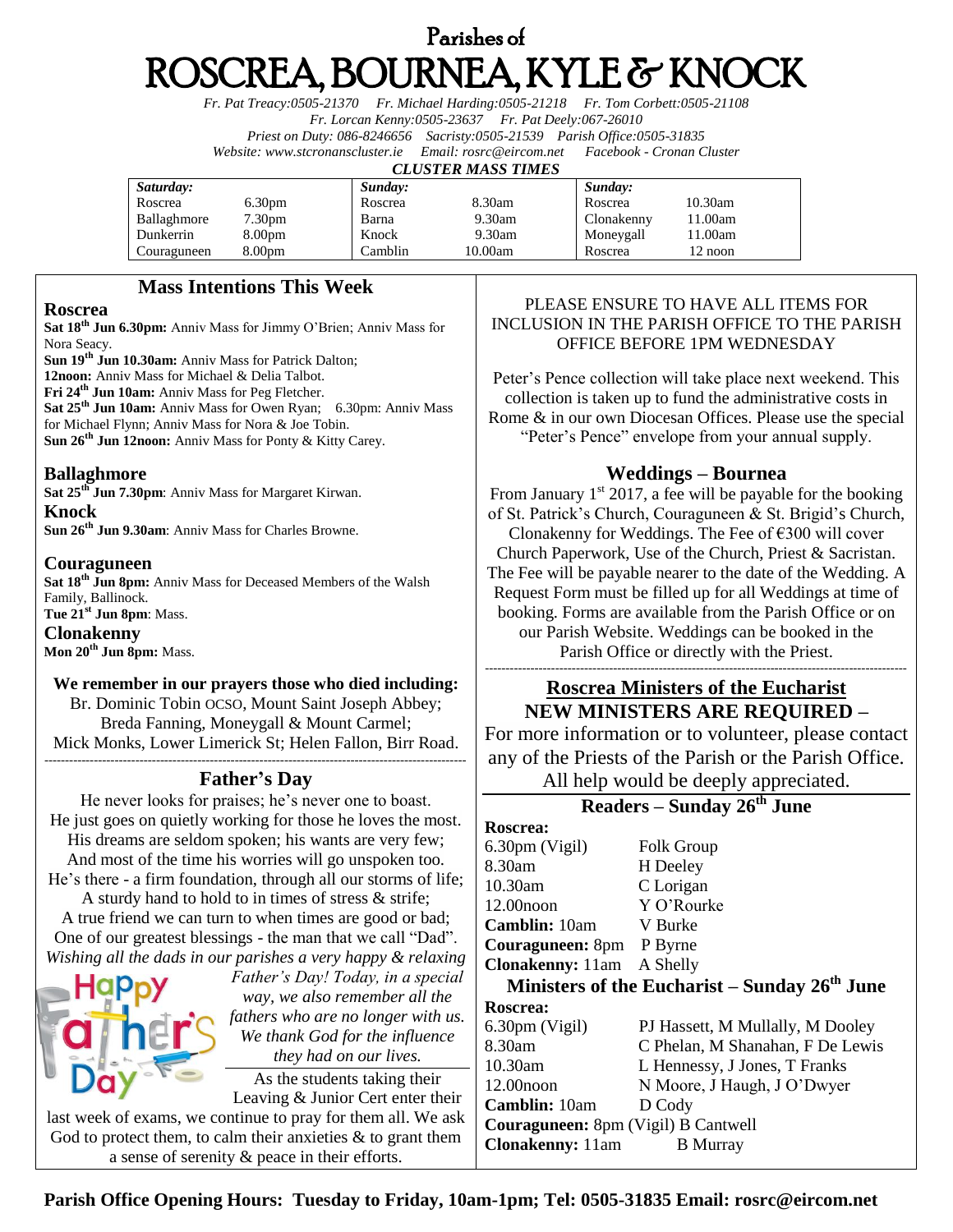# Parishes of ROSCREA, BOURNEA, KYLE & KNOCK

*Fr. Pat Treacy:0505-21370 Fr. Michael Harding:0505-21218 Fr. Tom Corbett:0505-21108*
*Fr. Lorcan Kenny:0505-23637 Fr. Pat Deely:067-26010*
*Priest on Duty: 086-8246656 Sacristy:0505-21539 Parish Office:0505-31835*
*Website: www.stcronanscluster.ie Email: rosrc@eircom.net Facebook - Cronan Cluster*

***CLUSTER MASS TIMES***

| ***Saturday:*** | | ***Sunday:*** | | ***Sunday:*** | |
|---|---|---|---|---|---|
| Roscrea | 6.30pm | Roscrea | 8.30am | Roscrea | 10.30am |
| Ballaghmore | 7.30pm | Barna | 9.30am | Clonakenny | 11.00am |
| Dunkerrin | 8.00pm | Knock | 9.30am | Moneygall | 11.00am |
| Couraguneen | 8.00pm | Camblin | 10.00am | Roscrea | 12 noon |

## Mass Intentions This Week

### Roscrea

**Sat 18th Jun 6.30pm:** Anniv Mass for Jimmy O'Brien; Anniv Mass for Nora Seacy.
**Sun 19th Jun 10.30am:** Anniv Mass for Patrick Dalton;
**12noon:** Anniv Mass for Michael & Delia Talbot.
**Fri 24th Jun 10am:** Anniv Mass for Peg Fletcher.
**Sat 25th Jun 10am:** Anniv Mass for Owen Ryan; 6.30pm: Anniv Mass for Michael Flynn; Anniv Mass for Nora & Joe Tobin.
**Sun 26th Jun 12noon:** Anniv Mass for Ponty & Kitty Carey.

### Ballaghmore

**Sat 25th Jun 7.30pm**: Anniv Mass for Margaret Kirwan.

### Knock

**Sun 26th Jun 9.30am**: Anniv Mass for Charles Browne.

### Couraguneen

**Sat 18th Jun 8pm:** Anniv Mass for Deceased Members of the Walsh Family, Ballinock.
**Tue 21st Jun 8pm**: Mass.

### Clonakenny

**Mon 20th Jun 8pm:** Mass.

**We remember in our prayers those who died including:**
Br. Dominic Tobin OCSO, Mount Saint Joseph Abbey; Breda Fanning, Moneygall & Mount Carmel; Mick Monks, Lower Limerick St; Helen Fallon, Birr Road.

---

## Father's Day

He never looks for praises; he's never one to boast.
He just goes on quietly working for those he loves the most.
His dreams are seldom spoken; his wants are very few;
And most of the time his worries will go unspoken too.
He's there - a firm foundation, through all our storms of life;
A sturdy hand to hold to in times of stress & strife;
A true friend we can turn to when times are good or bad;
One of our greatest blessings - the man that we call "Dad".

*Wishing all the dads in our parishes a very happy & relaxing Father's Day! Today, in a special way, we also remember all the fathers who are no longer with us. We thank God for the influence they had on our lives.*

As the students taking their Leaving & Junior Cert enter their last week of exams, we continue to pray for them all. We ask God to protect them, to calm their anxieties & to grant them a sense of serenity & peace in their efforts.

PLEASE ENSURE TO HAVE ALL ITEMS FOR INCLUSION IN THE PARISH OFFICE TO THE PARISH OFFICE BEFORE 1PM WEDNESDAY

Peter's Pence collection will take place next weekend. This collection is taken up to fund the administrative costs in Rome & in our own Diocesan Offices. Please use the special "Peter's Pence" envelope from your annual supply.

## Weddings – Bournea

From January 1st 2017, a fee will be payable for the booking of St. Patrick's Church, Couraguneen & St. Brigid's Church, Clonakenny for Weddings. The Fee of €300 will cover Church Paperwork, Use of the Church, Priest & Sacristan. The Fee will be payable nearer to the date of the Wedding. A Request Form must be filled up for all Weddings at time of booking. Forms are available from the Parish Office or on our Parish Website. Weddings can be booked in the Parish Office or directly with the Priest.

---

## Roscrea Ministers of the Eucharist

**NEW MINISTERS ARE REQUIRED –**
For more information or to volunteer, please contact any of the Priests of the Parish or the Parish Office. All help would be deeply appreciated.

## Readers – Sunday 26th June

**Roscrea:**

| | |
|---|---|
| 6.30pm (Vigil) | Folk Group |
| 8.30am | H Deeley |
| 10.30am | C Lorigan |
| 12.00noon | Y O'Rourke |
| **Camblin:** 10am | V Burke |
| **Couraguneen:** 8pm | P Byrne |
| **Clonakenny:** 11am | A Shelly |

## Ministers of the Eucharist – Sunday 26th June

**Roscrea:**

| | |
|---|---|
| 6.30pm (Vigil) | PJ Hassett, M Mullally, M Dooley |
| 8.30am | C Phelan, M Shanahan, F De Lewis |
| 10.30am | L Hennessy, J Jones, T Franks |
| 12.00noon | N Moore, J Haugh, J O'Dwyer |
| **Camblin:** 10am | D Cody |
| **Couraguneen:** 8pm (Vigil) | B Cantwell |
| **Clonakenny:** 11am | B Murray |

**Parish Office Opening Hours: Tuesday to Friday, 10am-1pm; Tel: 0505-31835 Email: rosrc@eircom.net**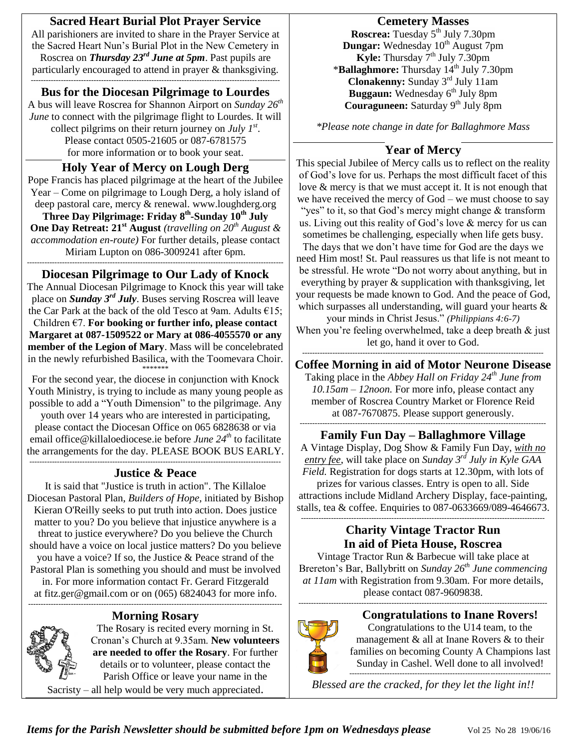## Sacred Heart Burial Plot Prayer Service

All parishioners are invited to share in the Prayer Service at the Sacred Heart Nun's Burial Plot in the New Cemetery in Roscrea on ***Thursday 23rd June at 5pm***. Past pupils are particularly encouraged to attend in prayer & thanksgiving.

## Bus for the Diocesan Pilgrimage to Lourdes

A bus will leave Roscrea for Shannon Airport on *Sunday 26th June* to connect with the pilgrimage flight to Lourdes. It will collect pilgrims on their return journey on *July 1st*. Please contact 0505-21605 or 087-6781575 for more information or to book your seat.

## Holy Year of Mercy on Lough Derg

Pope Francis has placed pilgrimage at the heart of the Jubilee Year – Come on pilgrimage to Lough Derg, a holy island of deep pastoral care, mercy & renewal. www.loughderg.org

**Three Day Pilgrimage: Friday 8th-Sunday 10th July**
**One Day Retreat: 21st August** *(travelling on 20th August & accommodation en-route)* For further details, please contact Miriam Lupton on 086-3009241 after 6pm.

## Diocesan Pilgrimage to Our Lady of Knock

The Annual Diocesan Pilgrimage to Knock this year will take place on ***Sunday 3rd July***. Buses serving Roscrea will leave the Car Park at the back of the old Tesco at 9am. Adults €15; Children €7. **For booking or further info, please contact Margaret at 087-1509522 or Mary at 086-4055570 or any member of the Legion of Mary**. Mass will be concelebrated in the newly refurbished Basilica, with the Toomevara Choir.

\*\*\*\*\*\*\*

For the second year, the diocese in conjunction with Knock Youth Ministry, is trying to include as many young people as possible to add a "Youth Dimension" to the pilgrimage. Any youth over 14 years who are interested in participating, please contact the Diocesan Office on 065 6828638 or via email office@killaloediocese.ie before *June 24th* to facilitate the arrangements for the day. PLEASE BOOK BUS EARLY.

## Justice & Peace

It is said that "Justice is truth in action". The Killaloe Diocesan Pastoral Plan, *Builders of Hope*, initiated by Bishop Kieran O'Reilly seeks to put truth into action. Does justice matter to you? Do you believe that injustice anywhere is a threat to justice everywhere? Do you believe the Church should have a voice on local justice matters? Do you believe you have a voice? If so, the Justice & Peace strand of the Pastoral Plan is something you should and must be involved in. For more information contact Fr. Gerard Fitzgerald at fitz.ger@gmail.com or on (065) 6824043 for more info.

## Morning Rosary

The Rosary is recited every morning in St. Cronan's Church at 9.35am. **New volunteers are needed to offer the Rosary**. For further details or to volunteer, please contact the Parish Office or leave your name in the Sacristy – all help would be very much appreciated.

## Cemetery Masses

**Roscrea:** Tuesday 5th July 7.30pm
**Dungar:** Wednesday 10th August 7pm
**Kyle:** Thursday 7th July 7.30pm
\***Ballaghmore:** Thursday 14th July 7.30pm
**Clonakenny:** Sunday 3rd July 11am
**Buggaun:** Wednesday 6th July 8pm
**Couraguneen:** Saturday 9th July 8pm

*\*Please note change in date for Ballaghmore Mass*

## Year of Mercy

This special Jubilee of Mercy calls us to reflect on the reality of God's love for us. Perhaps the most difficult facet of this love & mercy is that we must accept it. It is not enough that we have received the mercy of God – we must choose to say "yes" to it, so that God's mercy might change & transform us. Living out this reality of God's love & mercy for us can sometimes be challenging, especially when life gets busy. The days that we don't have time for God are the days we need Him most! St. Paul reassures us that life is not meant to be stressful. He wrote "Do not worry about anything, but in everything by prayer & supplication with thanksgiving, let your requests be made known to God. And the peace of God, which surpasses all understanding, will guard your hearts & your minds in Christ Jesus." *(Philippians 4:6-7)*
When you're feeling overwhelmed, take a deep breath & just let go, hand it over to God.

## Coffee Morning in aid of Motor Neurone Disease

Taking place in the *Abbey Hall on Friday 24th June from 10.15am – 12noon.* For more info, please contact any member of Roscrea Country Market or Florence Reid at 087-7670875. Please support generously.

## Family Fun Day – Ballaghmore Village

A Vintage Display, Dog Show & Family Fun Day, *with no entry fee*, will take place on *Sunday 3rd July in Kyle GAA Field.* Registration for dogs starts at 12.30pm, with lots of prizes for various classes. Entry is open to all. Side attractions include Midland Archery Display, face-painting, stalls, tea & coffee. Enquiries to 087-0633669/089-4646673.

## Charity Vintage Tractor Run In aid of Pieta House, Roscrea

Vintage Tractor Run & Barbecue will take place at Brereton's Bar, Ballybritt on *Sunday 26th June commencing at 11am* with Registration from 9.30am. For more details, please contact 087-9609838.

## Congratulations to Inane Rovers!

Congratulations to the U14 team, to the management & all at Inane Rovers & to their families on becoming County A Champions last Sunday in Cashel. Well done to all involved!

*Blessed are the cracked, for they let the light in!!*

***Items for the Parish Newsletter should be submitted before 1pm on Wednesdays please***